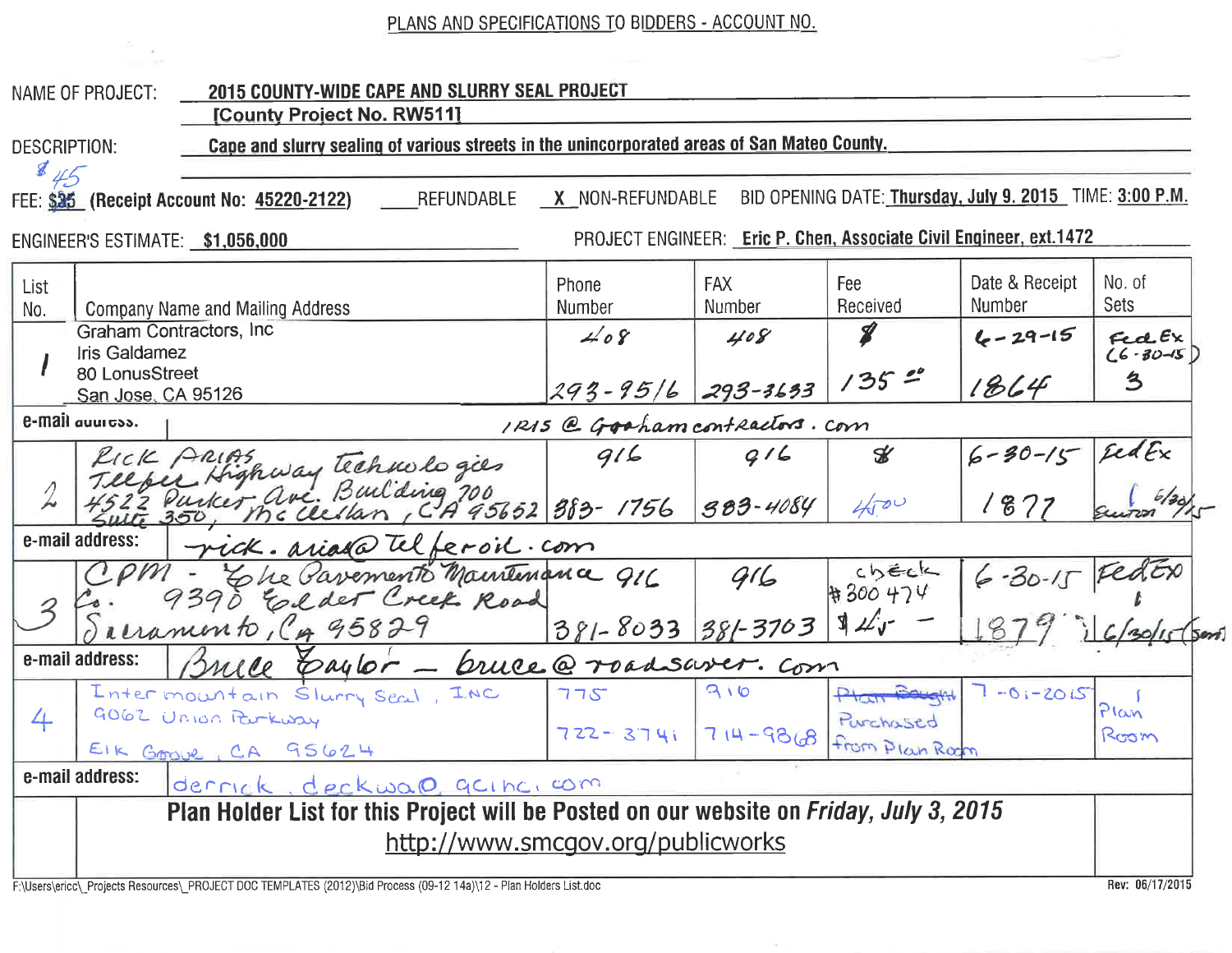PLANS AND SPECIFICATIONS TO BIDDERS - ACCOUNT NO.

NAME OF PROJECT: **2015 COUNTY-WIDE CAPE AND SLURRY SEAL PROJECT**
**[County Project No. RW511]**

DESCRIPTION: **Cape and slurry sealing of various streets in the unincorporated areas of San Mateo County.**

FEE: ~~$35~~ $45 **(Receipt Account No: 45220-2122)** ____ REFUNDABLE **X** NON-REFUNDABLE BID OPENING DATE: **Thursday, July 9, 2015** TIME: **3:00 P.M.**

ENGINEER'S ESTIMATE: **$1,056,000** PROJECT ENGINEER: **Eric P. Chen, Associate Civil Engineer, ext.1472**

| List No. | Company Name and Mailing Address | Phone Number | FAX Number | Fee Received | Date & Receipt Number | No. of Sets |
|---|---|---|---|---|---|---|
| 1 | Graham Contractors, Inc<br>Iris Galdamez<br>80 LonusStreet<br>San Jose, CA 95126 | 408 293-9516 | 408 293-3633 | $ 135.00 | 6-29-15 1864 | FedEx (6-30-15) 3 |
| e-mail address: | IRIS@Grahamcontractors.com | | | | | |
| 2 | Rick Arias<br>Telfer Highway Technologies<br>4522 Parker Ave. Building 700 Suite 350, McClellan, CA 95652 | 916 383-1756 | 916 383-4084 | $ 45.00 | 6-30-15 1877 | FedEx 1 Sent 6/30/15 |
| e-mail address: | rick.arias@telferoil.com | | | | | |
| 3 | CPM - The Pavement Maintenance Co.<br>9390 Elder Creek Road<br>Sacramento, CA 95829 | 916 381-8033 | 916 381-3703 | check #300474 $45 — | 6-30-15 1879 | FedEx 1 6/30/15 (sent) |
| e-mail address: | Bruce Taylor — bruce@roadsaver.com | | | | | |
| 4 | Intermountain Slurry Seal, INC<br>9062 Union Parkway<br>Elk Grove, CA 95624 | 775 722-3741 | 916 714-9868 | ~~Plan Bought~~ Purchased from Plan Room | 7-01-2015 | 1 Plan Room |
| e-mail address: | derrick.deckwa@gcinc.com | | | | | |

**Plan Holder List for this Project will be Posted on our website on *Friday, July 3, 2015***
http://www.smcgov.org/publicworks

F:\Users\ericc\_Projects Resources\_PROJECT DOC TEMPLATES (2012)\Bid Process (09-12 14a)\12 - Plan Holders List.doc Rev: 06/17/2015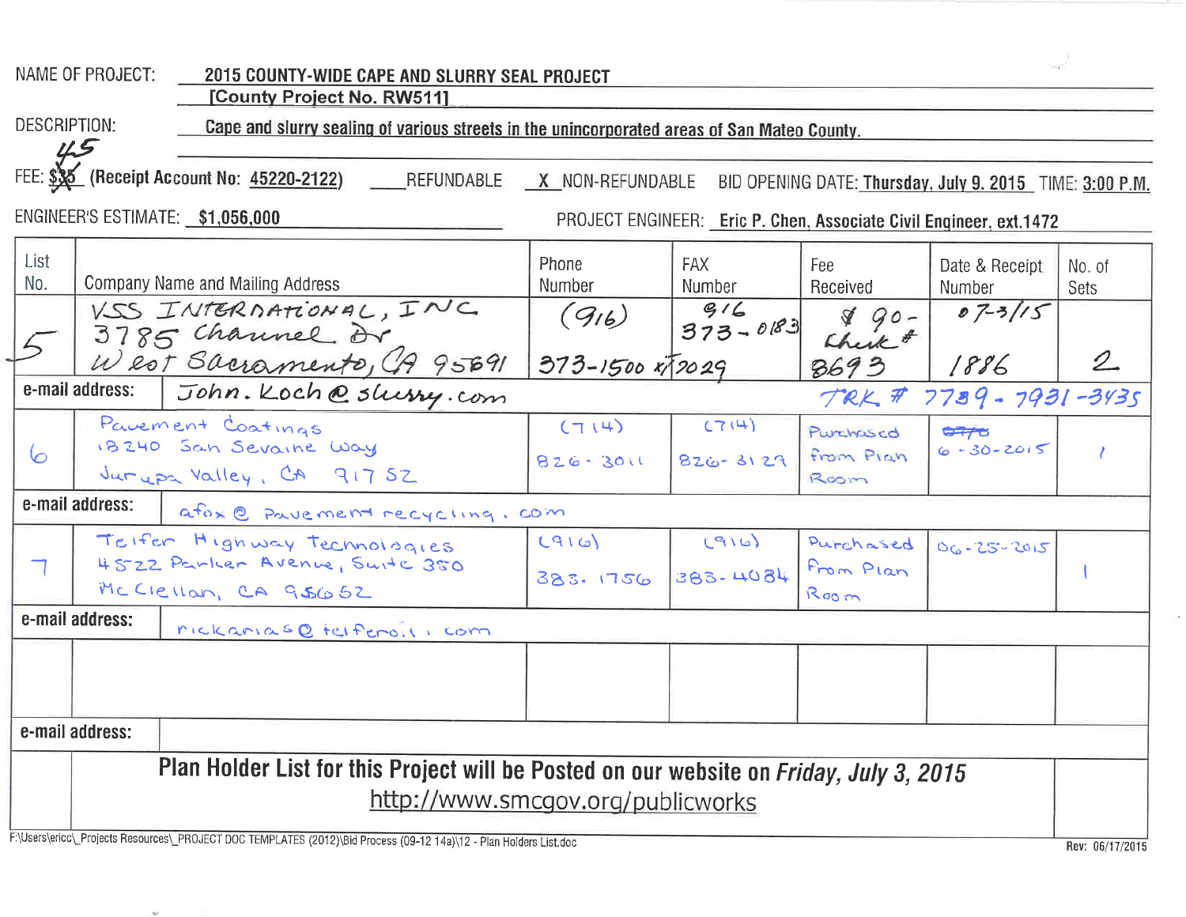NAME OF PROJECT: **2015 COUNTY-WIDE CAPE AND SLURRY SEAL PROJECT**
**[County Project No. RW511]**

DESCRIPTION: **Cape and slurry sealing of various streets in the unincorporated areas of San Mateo County.**

FEE: ~~$35~~ 45 (Receipt Account No: 45220-2122) ____REFUNDABLE _X_ NON-REFUNDABLE BID OPENING DATE: **Thursday, July 9, 2015** TIME: **3:00 P.M.**

ENGINEER'S ESTIMATE: **$1,056,000** PROJECT ENGINEER: **Eric P. Chen, Associate Civil Engineer, ext.1472**

| List No. | Company Name and Mailing Address | Phone Number | FAX Number | Fee Received | Date & Receipt Number | No. of Sets |
|---|---|---|---|---|---|---|
| 5 | VSS INTERNATIONAL, INC<br>3785 Channel Dr<br>West Sacramento, CA 95691 | (916)<br>373-1500 x7029 | 916<br>373-0183 | $ 90-<br>Check #<br>8693 | 07-3/15<br>1886 | 2 |
| e-mail address: | John.Koch@slurry.com | | | TRK # 7789-7931-3435 | | |
| 6 | Pavement Coatings<br>18240 San Sevaine Way<br>Jurupa Valley, CA 91752 | (714)<br>826-3011 | (714)<br>826-3129 | Purchased from Plan Room | ~~0770~~<br>6-30-2015 | 1 |
| e-mail address: | afox@pavementrecycling.com | | | | | |
| 7 | Telfer Highway Technologies<br>4522 Parker Avenue, Suite 350<br>McClellan, CA 95652 | (916)<br>383-1756 | (916)<br>383-4084 | Purchased From Plan Room | 06-25-2015 | 1 |
| e-mail address: | rickarias@telferoil.com | | | | | |
| | | | | | | |
| e-mail address: | | | | | | |

**Plan Holder List for this Project will be Posted on our website on *Friday, July 3, 2015***
http://www.smcgov.org/publicworks

F:\Users\ericc\_Projects Resources\_PROJECT DOC TEMPLATES (2012)\Bid Process (09-12 14a)\12 - Plan Holders List.doc

Rev: 06/17/2015